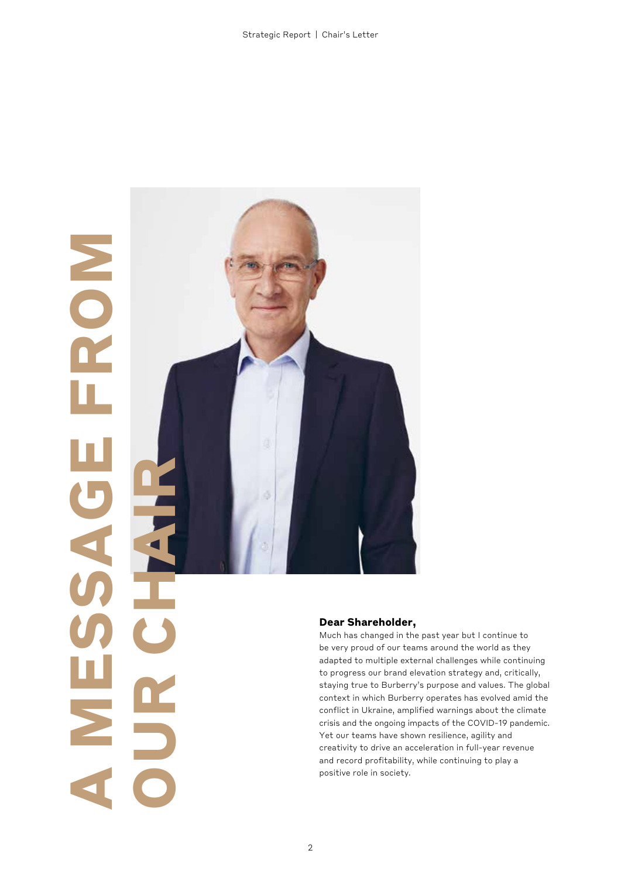# A MESSAGE FROM OUR CHAIR

**Dear Shareholder,**

Much has changed in the past year but I continue to be very proud of our teams around the world as they adapted to multiple external challenges while continuing to progress our brand elevation strategy and, critically, staying true to Burberry's purpose and values. The global context in which Burberry operates has evolved amid the conflict in Ukraine, amplified warnings about the climate crisis and the ongoing impacts of the COVID-19 pandemic. Yet our teams have shown resilience, agility and creativity to drive an acceleration in full-year revenue and record profitability, while continuing to play a positive role in society.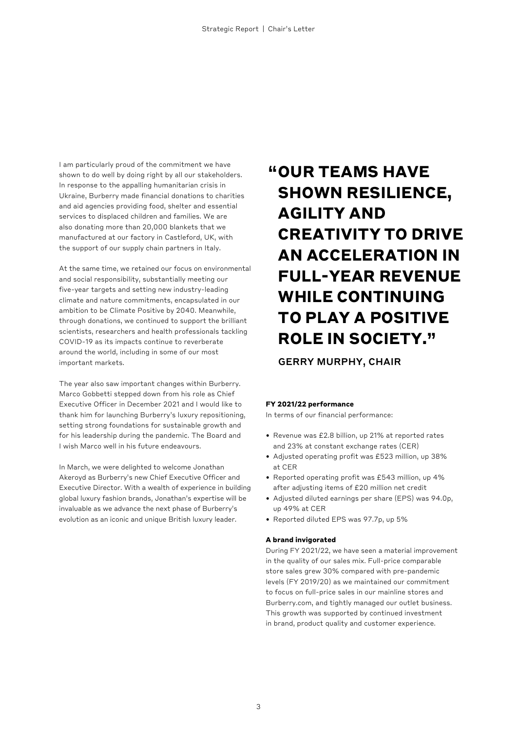I am particularly proud of the commitment we have shown to do well by doing right by all our stakeholders. In response to the appalling humanitarian crisis in Ukraine, Burberry made financial donations to charities and aid agencies providing food, shelter and essential services to displaced children and families. We are also donating more than 20,000 blankets that we manufactured at our factory in Castleford, UK, with the support of our supply chain partners in Italy.

At the same time, we retained our focus on environmental and social responsibility, substantially meeting our five-year targets and setting new industry-leading climate and nature commitments, encapsulated in our ambition to be Climate Positive by 2040. Meanwhile, through donations, we continued to support the brilliant scientists, researchers and health professionals tackling COVID-19 as its impacts continue to reverberate around the world, including in some of our most important markets.

The year also saw important changes within Burberry. Marco Gobbetti stepped down from his role as Chief Executive Officer in December 2021 and I would like to thank him for launching Burberry's luxury repositioning, setting strong foundations for sustainable growth and for his leadership during the pandemic. The Board and I wish Marco well in his future endeavours.

In March, we were delighted to welcome Jonathan Akeroyd as Burberry's new Chief Executive Officer and Executive Director. With a wealth of experience in building global luxury fashion brands, Jonathan's expertise will be invaluable as we advance the next phase of Burberry's evolution as an iconic and unique British luxury leader.

> **"OUR TEAMS HAVE SHOWN RESILIENCE, AGILITY AND CREATIVITY TO DRIVE AN ACCELERATION IN FULL-YEAR REVENUE WHILE CONTINUING TO PLAY A POSITIVE ROLE IN SOCIETY."**
>
> **GERRY MURPHY, CHAIR**

**FY 2021/22 performance**

In terms of our financial performance:

- Revenue was £2.8 billion, up 21% at reported rates and 23% at constant exchange rates (CER)
- Adjusted operating profit was £523 million, up 38% at CER
- Reported operating profit was £543 million, up 4% after adjusting items of £20 million net credit
- Adjusted diluted earnings per share (EPS) was 94.0p, up 49% at CER
- Reported diluted EPS was 97.7p, up 5%

**A brand invigorated**

During FY 2021/22, we have seen a material improvement in the quality of our sales mix. Full-price comparable store sales grew 30% compared with pre-pandemic levels (FY 2019/20) as we maintained our commitment to focus on full-price sales in our mainline stores and Burberry.com, and tightly managed our outlet business. This growth was supported by continued investment in brand, product quality and customer experience.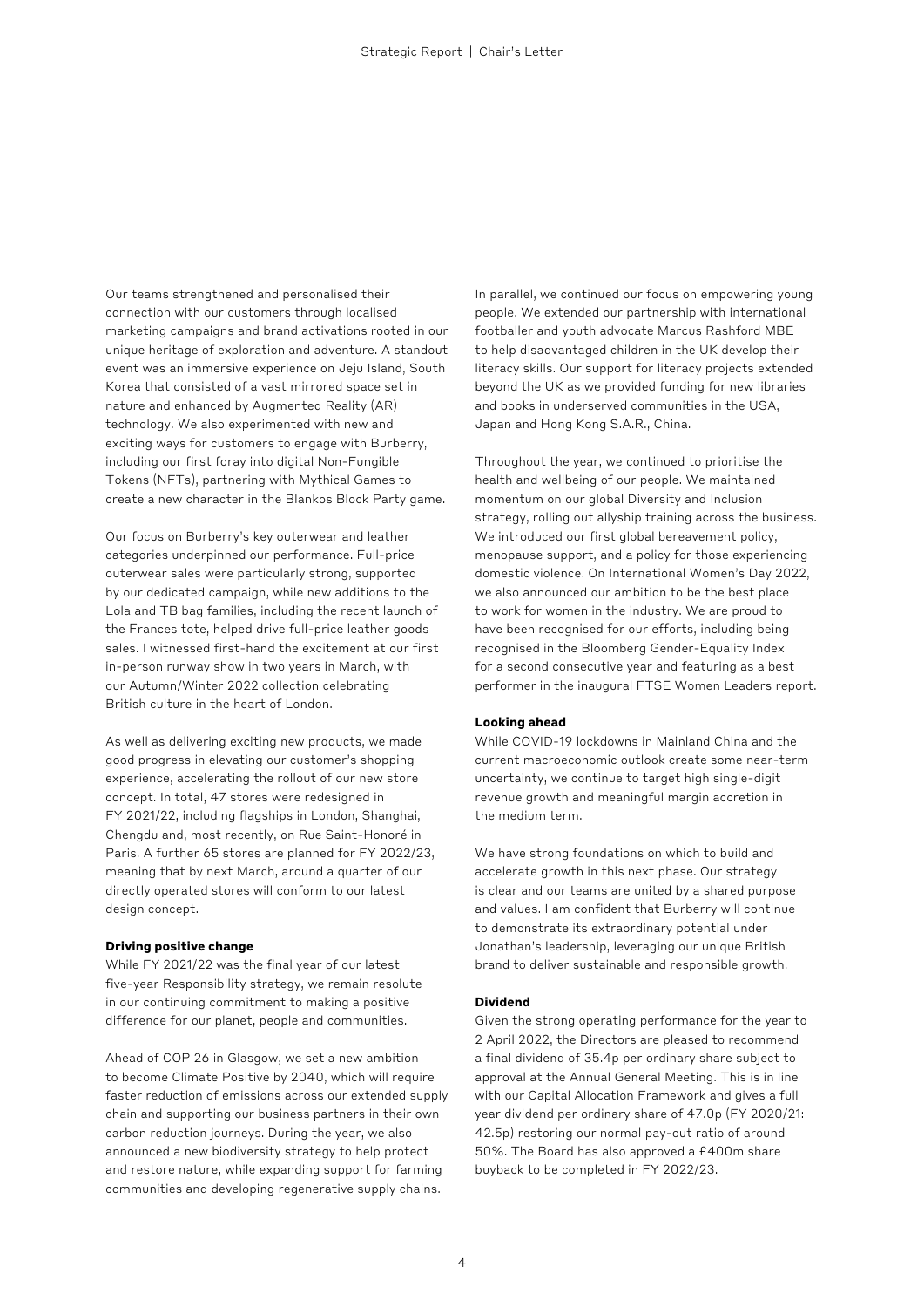Our teams strengthened and personalised their connection with our customers through localised marketing campaigns and brand activations rooted in our unique heritage of exploration and adventure. A standout event was an immersive experience on Jeju Island, South Korea that consisted of a vast mirrored space set in nature and enhanced by Augmented Reality (AR) technology. We also experimented with new and exciting ways for customers to engage with Burberry, including our first foray into digital Non-Fungible Tokens (NFTs), partnering with Mythical Games to create a new character in the Blankos Block Party game.

Our focus on Burberry's key outerwear and leather categories underpinned our performance. Full-price outerwear sales were particularly strong, supported by our dedicated campaign, while new additions to the Lola and TB bag families, including the recent launch of the Frances tote, helped drive full-price leather goods sales. I witnessed first-hand the excitement at our first in-person runway show in two years in March, with our Autumn/Winter 2022 collection celebrating British culture in the heart of London.

As well as delivering exciting new products, we made good progress in elevating our customer's shopping experience, accelerating the rollout of our new store concept. In total, 47 stores were redesigned in FY 2021/22, including flagships in London, Shanghai, Chengdu and, most recently, on Rue Saint-Honoré in Paris. A further 65 stores are planned for FY 2022/23, meaning that by next March, around a quarter of our directly operated stores will conform to our latest design concept.

**Driving positive change**

While FY 2021/22 was the final year of our latest five-year Responsibility strategy, we remain resolute in our continuing commitment to making a positive difference for our planet, people and communities.

Ahead of COP 26 in Glasgow, we set a new ambition to become Climate Positive by 2040, which will require faster reduction of emissions across our extended supply chain and supporting our business partners in their own carbon reduction journeys. During the year, we also announced a new biodiversity strategy to help protect and restore nature, while expanding support for farming communities and developing regenerative supply chains.

In parallel, we continued our focus on empowering young people. We extended our partnership with international footballer and youth advocate Marcus Rashford MBE to help disadvantaged children in the UK develop their literacy skills. Our support for literacy projects extended beyond the UK as we provided funding for new libraries and books in underserved communities in the USA, Japan and Hong Kong S.A.R., China.

Throughout the year, we continued to prioritise the health and wellbeing of our people. We maintained momentum on our global Diversity and Inclusion strategy, rolling out allyship training across the business. We introduced our first global bereavement policy, menopause support, and a policy for those experiencing domestic violence. On International Women's Day 2022, we also announced our ambition to be the best place to work for women in the industry. We are proud to have been recognised for our efforts, including being recognised in the Bloomberg Gender-Equality Index for a second consecutive year and featuring as a best performer in the inaugural FTSE Women Leaders report.

**Looking ahead**

While COVID-19 lockdowns in Mainland China and the current macroeconomic outlook create some near-term uncertainty, we continue to target high single-digit revenue growth and meaningful margin accretion in the medium term.

We have strong foundations on which to build and accelerate growth in this next phase. Our strategy is clear and our teams are united by a shared purpose and values. I am confident that Burberry will continue to demonstrate its extraordinary potential under Jonathan's leadership, leveraging our unique British brand to deliver sustainable and responsible growth.

**Dividend**

Given the strong operating performance for the year to 2 April 2022, the Directors are pleased to recommend a final dividend of 35.4p per ordinary share subject to approval at the Annual General Meeting. This is in line with our Capital Allocation Framework and gives a full year dividend per ordinary share of 47.0p (FY 2020/21: 42.5p) restoring our normal pay-out ratio of around 50%. The Board has also approved a £400m share buyback to be completed in FY 2022/23.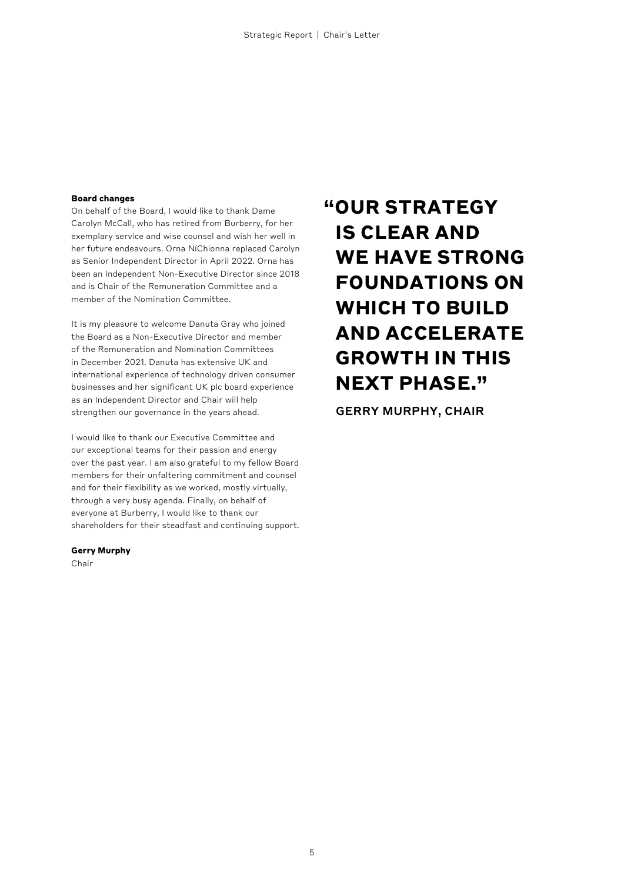### Board changes

On behalf of the Board, I would like to thank Dame Carolyn McCall, who has retired from Burberry, for her exemplary service and wise counsel and wish her well in her future endeavours. Orna NíChionna replaced Carolyn as Senior Independent Director in April 2022. Orna has been an Independent Non-Executive Director since 2018 and is Chair of the Remuneration Committee and a member of the Nomination Committee.

It is my pleasure to welcome Danuta Gray who joined the Board as a Non-Executive Director and member of the Remuneration and Nomination Committees in December 2021. Danuta has extensive UK and international experience of technology driven consumer businesses and her significant UK plc board experience as an Independent Director and Chair will help strengthen our governance in the years ahead.

I would like to thank our Executive Committee and our exceptional teams for their passion and energy over the past year. I am also grateful to my fellow Board members for their unfaltering commitment and counsel and for their flexibility as we worked, mostly virtually, through a very busy agenda. Finally, on behalf of everyone at Burberry, I would like to thank our shareholders for their steadfast and continuing support.

**Gerry Murphy**
Chair

> **"OUR STRATEGY IS CLEAR AND WE HAVE STRONG FOUNDATIONS ON WHICH TO BUILD AND ACCELERATE GROWTH IN THIS NEXT PHASE."**
>
> **GERRY MURPHY, CHAIR**